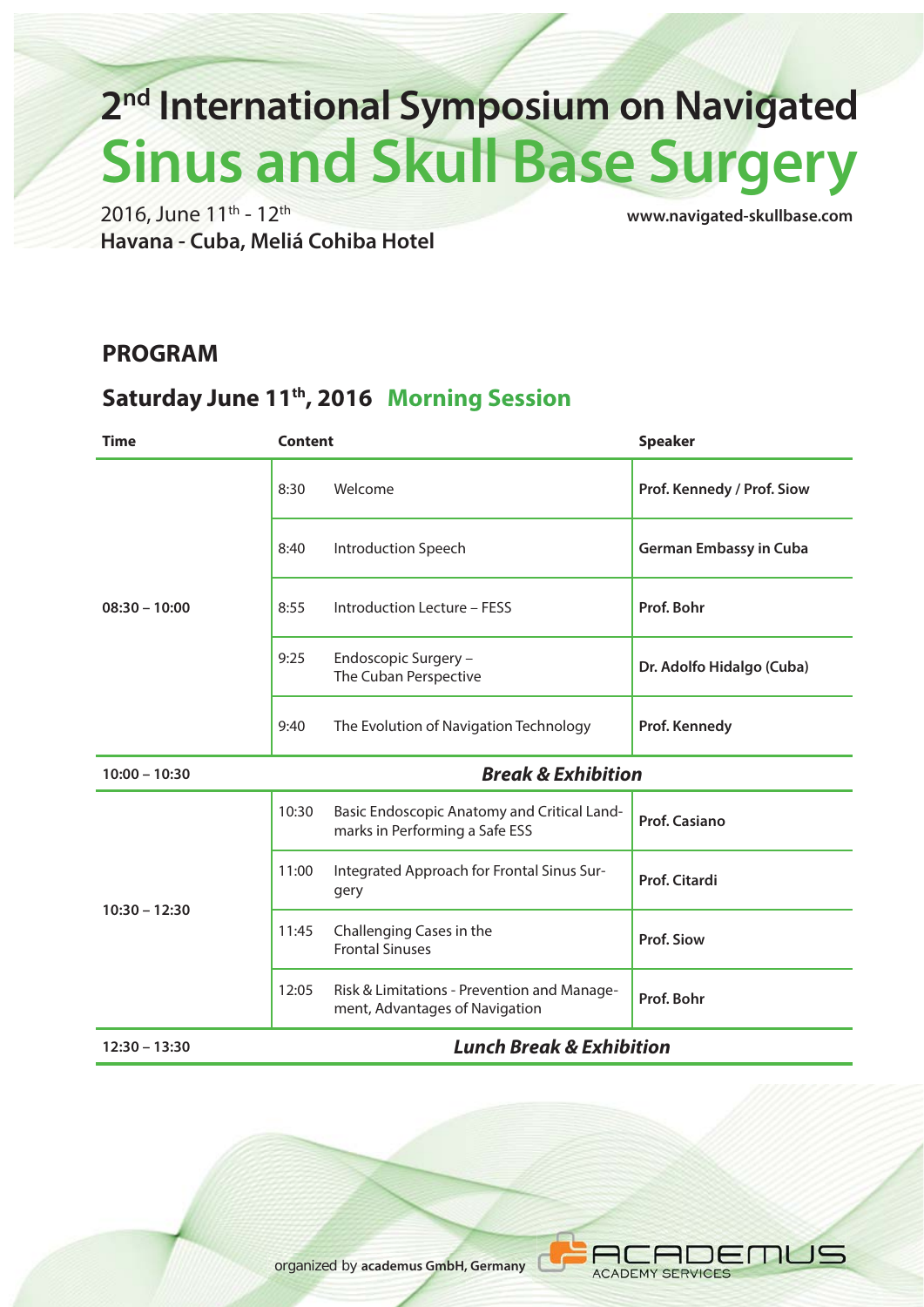# 2nd International Symposium on Navigated Sinus and Skull Base Surgery

2016, June 11th - 12th

**Havana - Cuba, Meliá Cohiba Hotel**

**www.navigated-skullbase.com**

## PROGRAM

### Saturday June 11th, 2016 Morning Session

| Time | Content | | Speaker |
|---|---|---|---|
| 08:30 – 10:00 | 8:30 | Welcome | **Prof. Kennedy / Prof. Siow** |
| | 8:40 | Introduction Speech | **German Embassy in Cuba** |
| | 8:55 | Introduction Lecture – FESS | **Prof. Bohr** |
| | 9:25 | Endoscopic Surgery – The Cuban Perspective | **Dr. Adolfo Hidalgo (Cuba)** |
| | 9:40 | The Evolution of Navigation Technology | **Prof. Kennedy** |
| **10:00 – 10:30** | ***Break & Exhibition*** | | |
| 10:30 – 12:30 | 10:30 | Basic Endoscopic Anatomy and Critical Landmarks in Performing a Safe ESS | **Prof. Casiano** |
| | 11:00 | Integrated Approach for Frontal Sinus Surgery | **Prof. Citardi** |
| | 11:45 | Challenging Cases in the Frontal Sinuses | **Prof. Siow** |
| | 12:05 | Risk & Limitations - Prevention and Management, Advantages of Navigation | **Prof. Bohr** |
| **12:30 – 13:30** | ***Lunch Break & Exhibition*** | | |

organized by **academus GmbH, Germany**

ACADEMUS ACADEMY SERVICES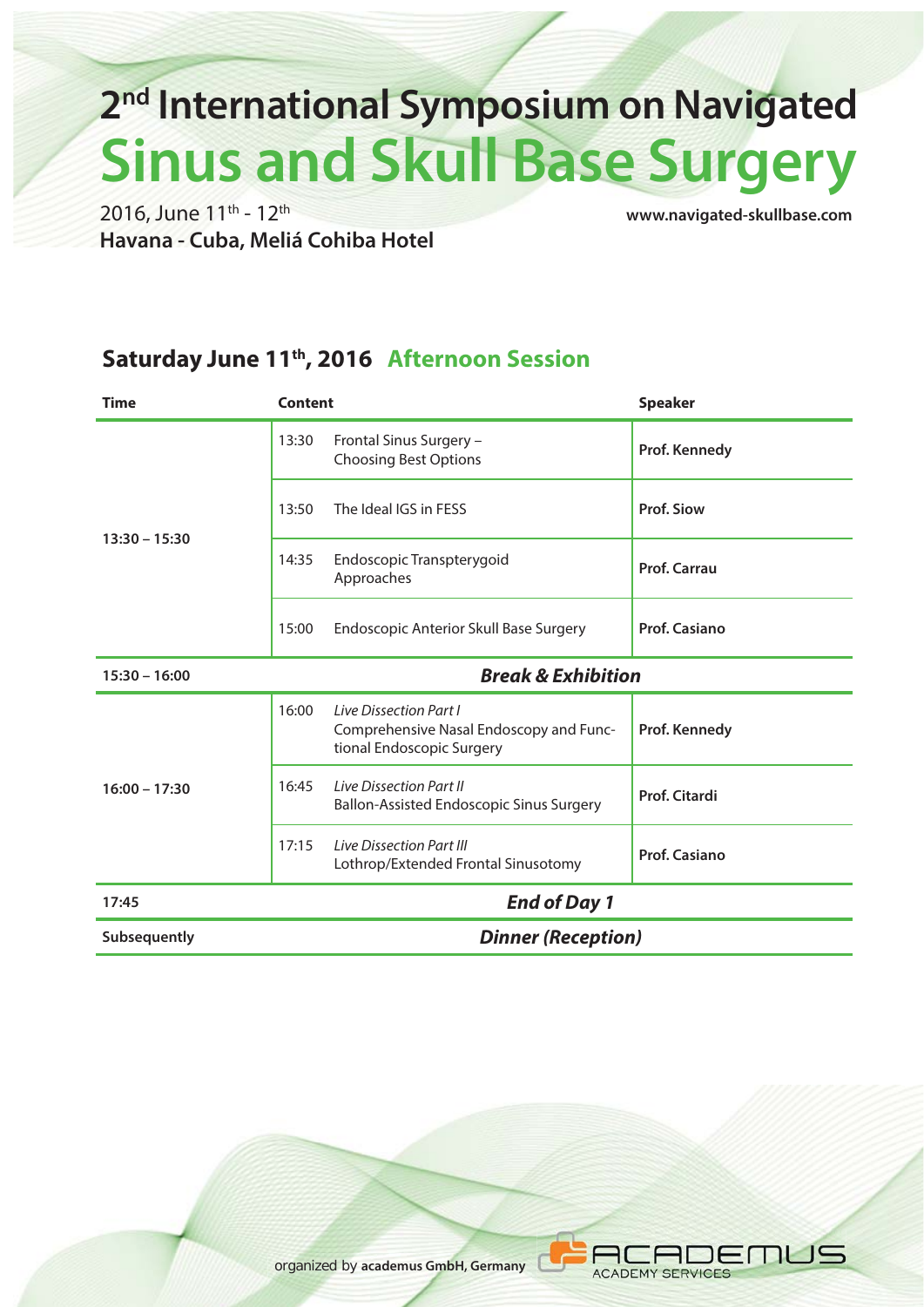# 2nd International Symposium on Navigated Sinus and Skull Base Surgery

2016, June 11th - 12th
**Havana - Cuba, Meliá Cohiba Hotel**

**www.navigated-skullbase.com**

## Saturday June 11th, 2016 Afternoon Session

| Time | Content | | Speaker |
|---|---|---|---|
| 13:30 – 15:30 | 13:30 | Frontal Sinus Surgery – Choosing Best Options | **Prof. Kennedy** |
| | 13:50 | The Ideal IGS in FESS | **Prof. Siow** |
| | 14:35 | Endoscopic Transpterygoid Approaches | **Prof. Carrau** |
| | 15:00 | Endoscopic Anterior Skull Base Surgery | **Prof. Casiano** |
| **15:30 – 16:00** | | ***Break & Exhibition*** | |
| 16:00 – 17:30 | 16:00 | *Live Dissection Part I* Comprehensive Nasal Endoscopy and Functional Endoscopic Surgery | **Prof. Kennedy** |
| | 16:45 | *Live Dissection Part II* Ballon-Assisted Endoscopic Sinus Surgery | **Prof. Citardi** |
| | 17:15 | *Live Dissection Part III* Lothrop/Extended Frontal Sinusotomy | **Prof. Casiano** |
| **17:45** | | ***End of Day 1*** | |
| **Subsequently** | | ***Dinner (Reception)*** | |

organized by **academus GmbH, Germany**

ACADEMUS ACADEMY SERVICES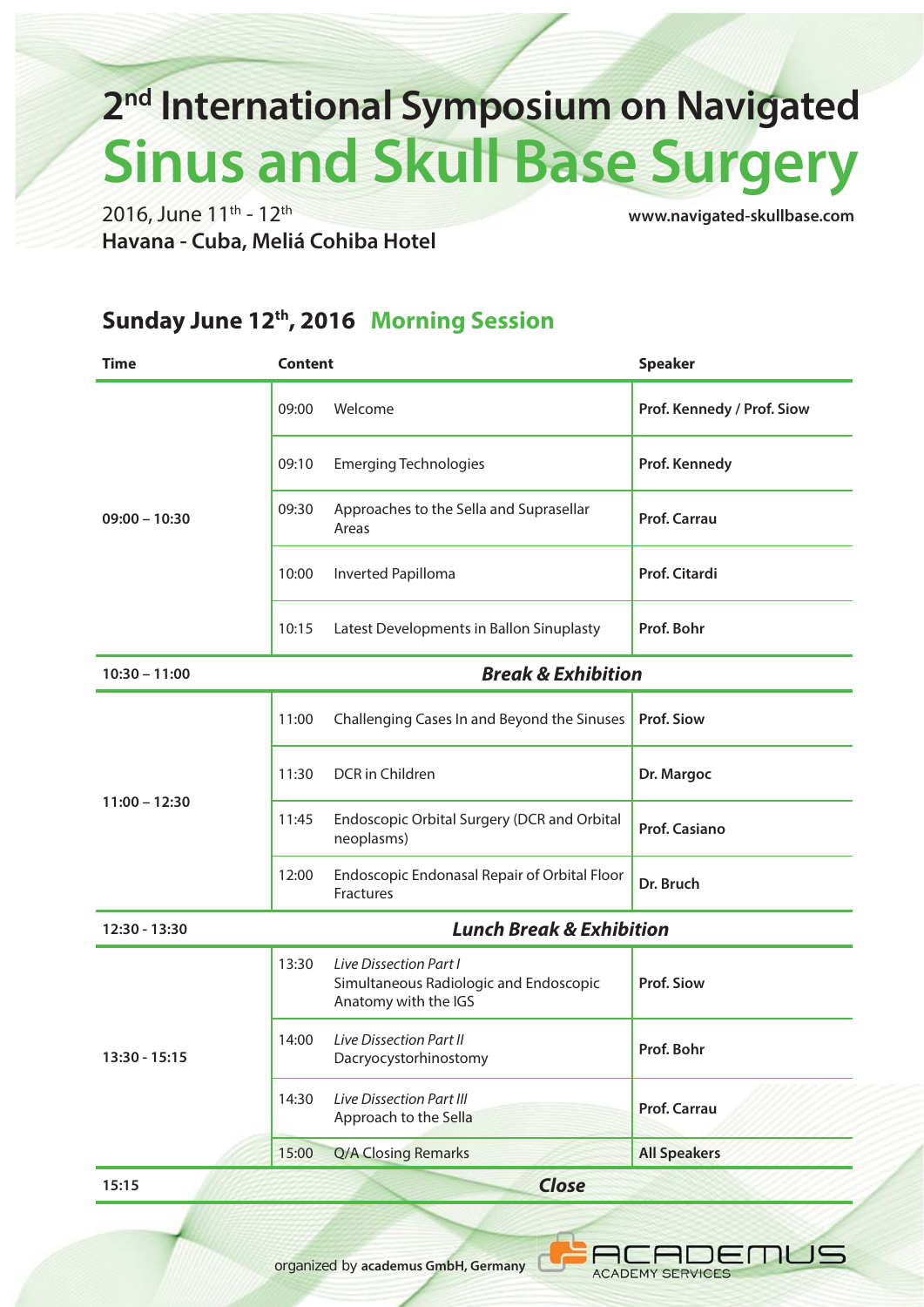# 2nd International Symposium on Navigated Sinus and Skull Base Surgery

2016, June 11th - 12th
**Havana - Cuba, Meliá Cohiba Hotel**

**www.navigated-skullbase.com**

## Sunday June 12th, 2016 Morning Session

| Time | Content | | Speaker |
|---|---|---|---|
| **09:00 – 10:30** | 09:00 | Welcome | **Prof. Kennedy / Prof. Siow** |
| | 09:10 | Emerging Technologies | **Prof. Kennedy** |
| | 09:30 | Approaches to the Sella and Suprasellar Areas | **Prof. Carrau** |
| | 10:00 | Inverted Papilloma | **Prof. Citardi** |
| | 10:15 | Latest Developments in Ballon Sinuplasty | **Prof. Bohr** |
| **10:30 – 11:00** | | ***Break & Exhibition*** | |
| **11:00 – 12:30** | 11:00 | Challenging Cases In and Beyond the Sinuses | **Prof. Siow** |
| | 11:30 | DCR in Children | **Dr. Margoc** |
| | 11:45 | Endoscopic Orbital Surgery (DCR and Orbital neoplasms) | **Prof. Casiano** |
| | 12:00 | Endoscopic Endonasal Repair of Orbital Floor Fractures | **Dr. Bruch** |
| **12:30 - 13:30** | | ***Lunch Break & Exhibition*** | |
| **13:30 - 15:15** | 13:30 | *Live Dissection Part I* Simultaneous Radiologic and Endoscopic Anatomy with the IGS | **Prof. Siow** |
| | 14:00 | *Live Dissection Part II* Dacryocystorhinostomy | **Prof. Bohr** |
| | 14:30 | *Live Dissection Part III* Approach to the Sella | **Prof. Carrau** |
| | 15:00 | Q/A Closing Remarks | **All Speakers** |
| **15:15** | | ***Close*** | |

organized by **academus GmbH, Germany**

ACADEMUS ACADEMY SERVICES